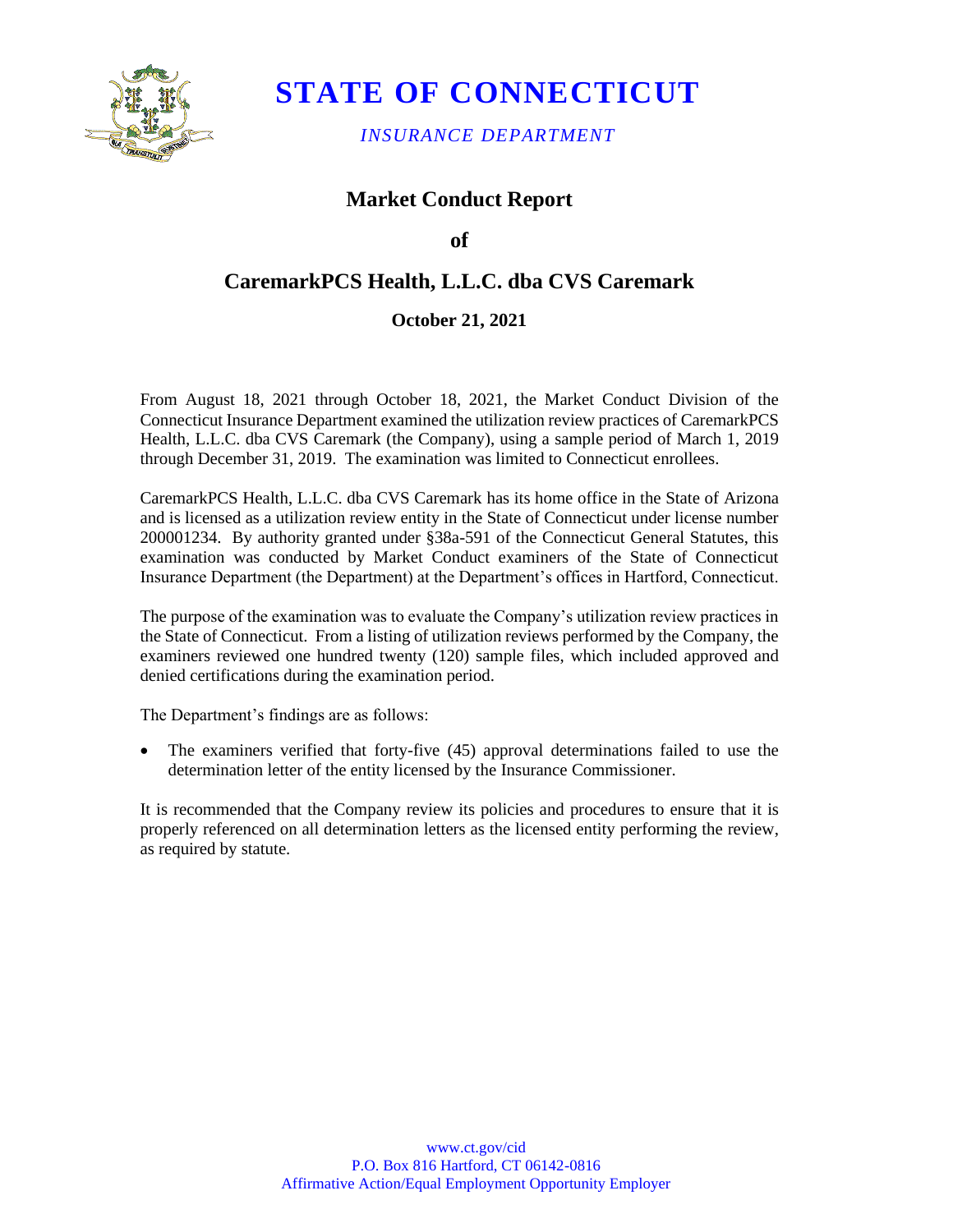# STATE OF CONNECTICUT

*INSURANCE DEPARTMENT*

## Market Conduct Report

## of

## CaremarkPCS Health, L.L.C. dba CVS Caremark

### October 21, 2021

From August 18, 2021 through October 18, 2021, the Market Conduct Division of the Connecticut Insurance Department examined the utilization review practices of CaremarkPCS Health, L.L.C. dba CVS Caremark (the Company), using a sample period of March 1, 2019 through December 31, 2019. The examination was limited to Connecticut enrollees.

CaremarkPCS Health, L.L.C. dba CVS Caremark has its home office in the State of Arizona and is licensed as a utilization review entity in the State of Connecticut under license number 200001234. By authority granted under §38a-591 of the Connecticut General Statutes, this examination was conducted by Market Conduct examiners of the State of Connecticut Insurance Department (the Department) at the Department's offices in Hartford, Connecticut.

The purpose of the examination was to evaluate the Company's utilization review practices in the State of Connecticut. From a listing of utilization reviews performed by the Company, the examiners reviewed one hundred twenty (120) sample files, which included approved and denied certifications during the examination period.

The Department's findings are as follows:

- The examiners verified that forty-five (45) approval determinations failed to use the determination letter of the entity licensed by the Insurance Commissioner.

It is recommended that the Company review its policies and procedures to ensure that it is properly referenced on all determination letters as the licensed entity performing the review, as required by statute.

www.ct.gov/cid
P.O. Box 816 Hartford, CT 06142-0816
Affirmative Action/Equal Employment Opportunity Employer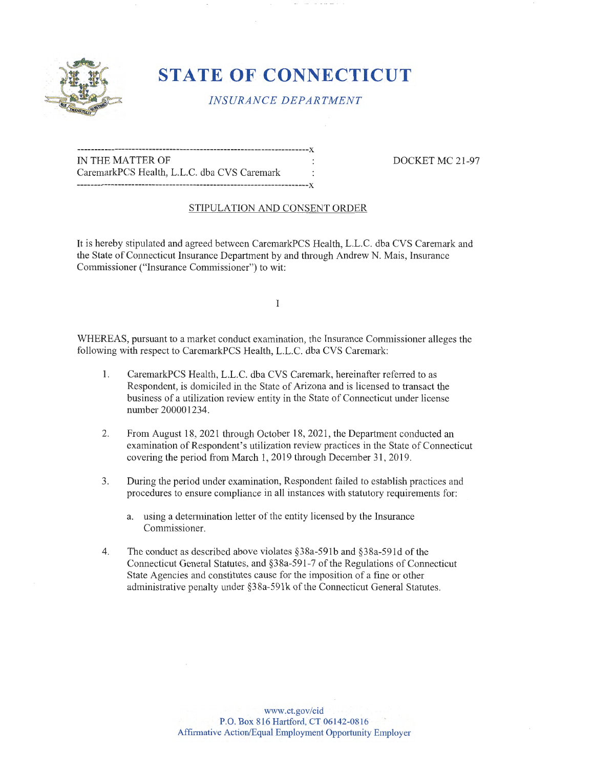# STATE OF CONNECTICUT

*INSURANCE DEPARTMENT*

```
-------------------------------------------------------------------x
IN THE MATTER OF                                                   :
CaremarkPCS Health, L.L.C. dba CVS Caremark                        :
-------------------------------------------------------------------x
```

DOCKET MC 21-97

STIPULATION AND CONSENT ORDER

It is hereby stipulated and agreed between CaremarkPCS Health, L.L.C. dba CVS Caremark and the State of Connecticut Insurance Department by and through Andrew N. Mais, Insurance Commissioner ("Insurance Commissioner") to wit:

I

WHEREAS, pursuant to a market conduct examination, the Insurance Commissioner alleges the following with respect to CaremarkPCS Health, L.L.C. dba CVS Caremark:

1. CaremarkPCS Health, L.L.C. dba CVS Caremark, hereinafter referred to as Respondent, is domiciled in the State of Arizona and is licensed to transact the business of a utilization review entity in the State of Connecticut under license number 200001234.

2. From August 18, 2021 through October 18, 2021, the Department conducted an examination of Respondent's utilization review practices in the State of Connecticut covering the period from March 1, 2019 through December 31, 2019.

3. During the period under examination, Respondent failed to establish practices and procedures to ensure compliance in all instances with statutory requirements for:

   a. using a determination letter of the entity licensed by the Insurance Commissioner.

4. The conduct as described above violates §38a-591b and §38a-591d of the Connecticut General Statutes, and §38a-591-7 of the Regulations of Connecticut State Agencies and constitutes cause for the imposition of a fine or other administrative penalty under §38a-591k of the Connecticut General Statutes.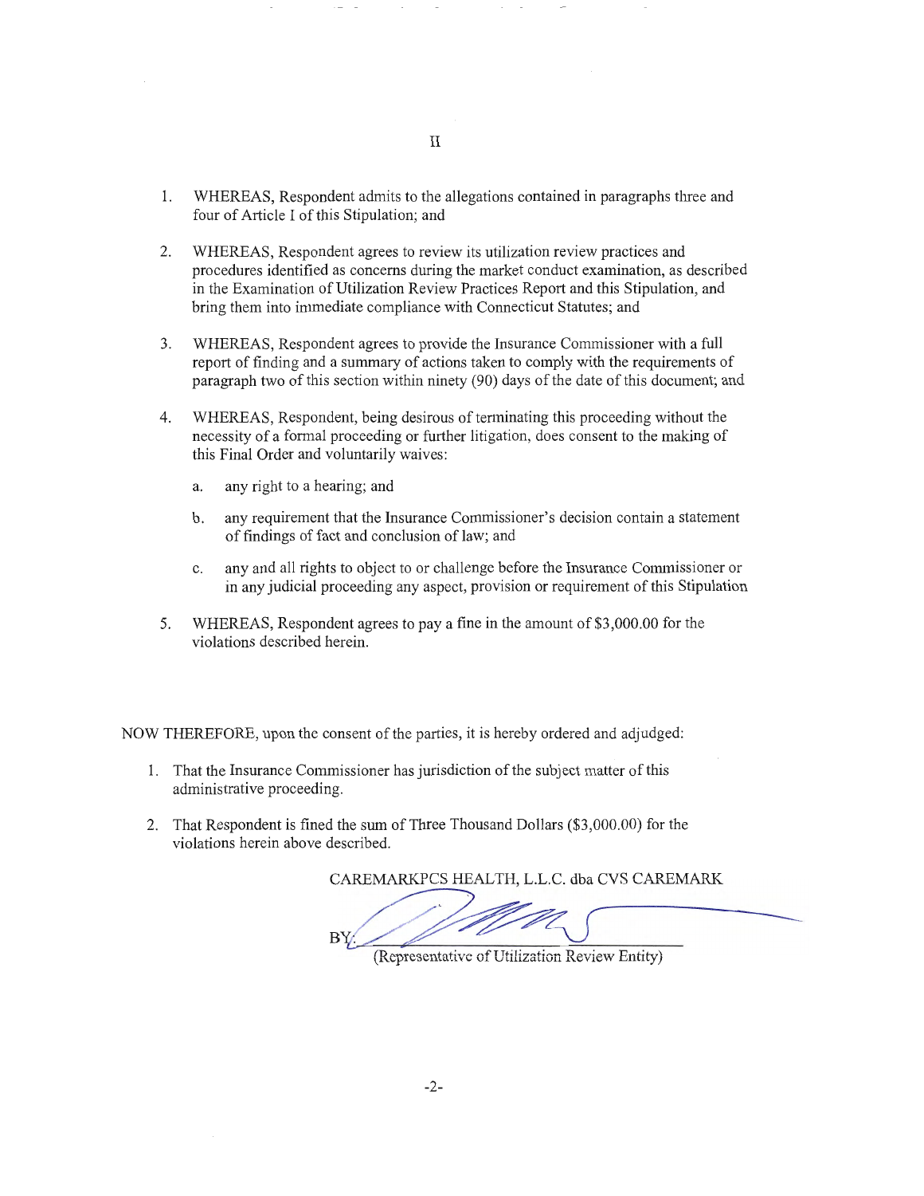## II

1. WHEREAS, Respondent admits to the allegations contained in paragraphs three and four of Article I of this Stipulation; and

2. WHEREAS, Respondent agrees to review its utilization review practices and procedures identified as concerns during the market conduct examination, as described in the Examination of Utilization Review Practices Report and this Stipulation, and bring them into immediate compliance with Connecticut Statutes; and

3. WHEREAS, Respondent agrees to provide the Insurance Commissioner with a full report of finding and a summary of actions taken to comply with the requirements of paragraph two of this section within ninety (90) days of the date of this document; and

4. WHEREAS, Respondent, being desirous of terminating this proceeding without the necessity of a formal proceeding or further litigation, does consent to the making of this Final Order and voluntarily waives:

   a. any right to a hearing; and

   b. any requirement that the Insurance Commissioner's decision contain a statement of findings of fact and conclusion of law; and

   c. any and all rights to object to or challenge before the Insurance Commissioner or in any judicial proceeding any aspect, provision or requirement of this Stipulation

5. WHEREAS, Respondent agrees to pay a fine in the amount of $3,000.00 for the violations described herein.

NOW THEREFORE, upon the consent of the parties, it is hereby ordered and adjudged:

1. That the Insurance Commissioner has jurisdiction of the subject matter of this administrative proceeding.

2. That Respondent is fined the sum of Three Thousand Dollars ($3,000.00) for the violations herein above described.

CAREMARKPCS HEALTH, L.L.C. dba CVS CAREMARK

BY: ______________________________
(Representative of Utilization Review Entity)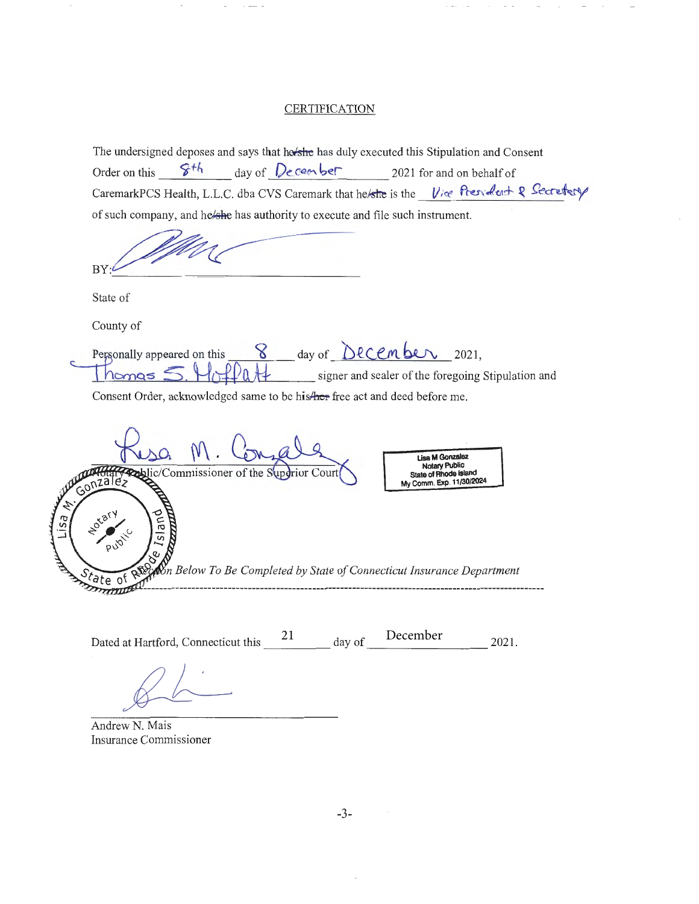# CERTIFICATION

The undersigned deposes and says that he/she has duly executed this Stipulation and Consent Order on this 8th day of December 2021 for and on behalf of CaremarkPCS Health, L.L.C. dba CVS Caremark that he/she is the Vice President & Secretary of such company, and he/she has authority to execute and file such instrument.

BY: ______________________

State of

County of

Personally appeared on this 8 day of December 2021, Thomas S. Moffatt signer and sealer of the foregoing Stipulation and Consent Order, acknowledged same to be his/her free act and deed before me.

Lisa M. Gonzalez
Notary Public/Commissioner of the Superior Court

Lisa M Gonzalez
Notary Public
State of Rhode Island
My Comm. Exp. 11/30/2024

*Section Below To Be Completed by State of Connecticut Insurance Department*

---

Dated at Hartford, Connecticut this 21 day of December 2021.

______________________
Andrew N. Mais
Insurance Commissioner